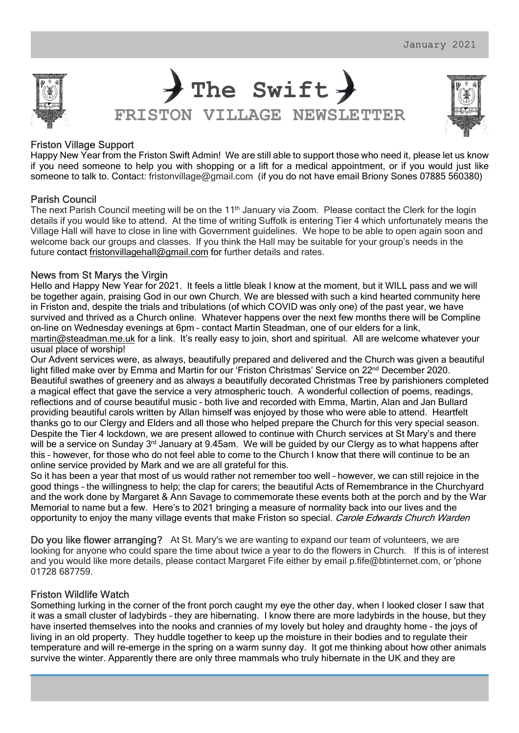# The Swift

## FRISTON VILLAGE NEWSLETTER

January 2021

### Friston Village Support

Happy New Year from the Friston Swift Admin! We are still able to support those who need it, please let us know if you need someone to help you with shopping or a lift for a medical appointment, or if you would just like someone to talk to. Contact: fristonvillage@gmail.com (if you do not have email Briony Sones 07885 560380)

### Parish Council

The next Parish Council meeting will be on the 11th January via Zoom. Please contact the Clerk for the login details if you would like to attend. At the time of writing Suffolk is entering Tier 4 which unfortunately means the Village Hall will have to close in line with Government guidelines. We hope to be able to open again soon and welcome back our groups and classes. If you think the Hall may be suitable for your group's needs in the future contact fristonvillagehall@gmail.com for further details and rates.

### News from St Marys the Virgin

Hello and Happy New Year for 2021. It feels a little bleak I know at the moment, but it WILL pass and we will be together again, praising God in our own Church. We are blessed with such a kind hearted community here in Friston and, despite the trials and tribulations (of which COVID was only one) of the past year, we have survived and thrived as a Church online. Whatever happens over the next few months there will be Compline on-line on Wednesday evenings at 6pm – contact Martin Steadman, one of our elders for a link, martin@steadman.me.uk for a link. It's really easy to join, short and spiritual. All are welcome whatever your usual place of worship!

Our Advent services were, as always, beautifully prepared and delivered and the Church was given a beautiful light filled make over by Emma and Martin for our 'Friston Christmas' Service on 22nd December 2020. Beautiful swathes of greenery and as always a beautifully decorated Christmas Tree by parishioners completed a magical effect that gave the service a very atmospheric touch. A wonderful collection of poems, readings, reflections and of course beautiful music – both live and recorded with Emma, Martin, Alan and Jan Bullard providing beautiful carols written by Allan himself was enjoyed by those who were able to attend. Heartfelt thanks go to our Clergy and Elders and all those who helped prepare the Church for this very special season. Despite the Tier 4 lockdown, we are present allowed to continue with Church services at St Mary's and there will be a service on Sunday 3rd January at 9.45am. We will be guided by our Clergy as to what happens after this – however, for those who do not feel able to come to the Church I know that there will continue to be an online service provided by Mark and we are all grateful for this.

So it has been a year that most of us would rather not remember too well – however, we can still rejoice in the good things – the willingness to help; the clap for carers; the beautiful Acts of Remembrance in the Churchyard and the work done by Margaret & Ann Savage to commemorate these events both at the porch and by the War Memorial to name but a few. Here's to 2021 bringing a measure of normality back into our lives and the opportunity to enjoy the many village events that make Friston so special. *Carole Edwards Church Warden*

**Do you like flower arranging?** At St. Mary's we are wanting to expand our team of volunteers, we are looking for anyone who could spare the time about twice a year to do the flowers in Church. If this is of interest and you would like more details, please contact Margaret Fife either by email p.fife@btinternet.com, or 'phone 01728 687759.

### Friston Wildlife Watch

Something lurking in the corner of the front porch caught my eye the other day, when I looked closer I saw that it was a small cluster of ladybirds – they are hibernating. I know there are more ladybirds in the house, but they have inserted themselves into the nooks and crannies of my lovely but holey and draughty home – the joys of living in an old property. They huddle together to keep up the moisture in their bodies and to regulate their temperature and will re-emerge in the spring on a warm sunny day. It got me thinking about how other animals survive the winter. Apparently there are only three mammals who truly hibernate in the UK and they are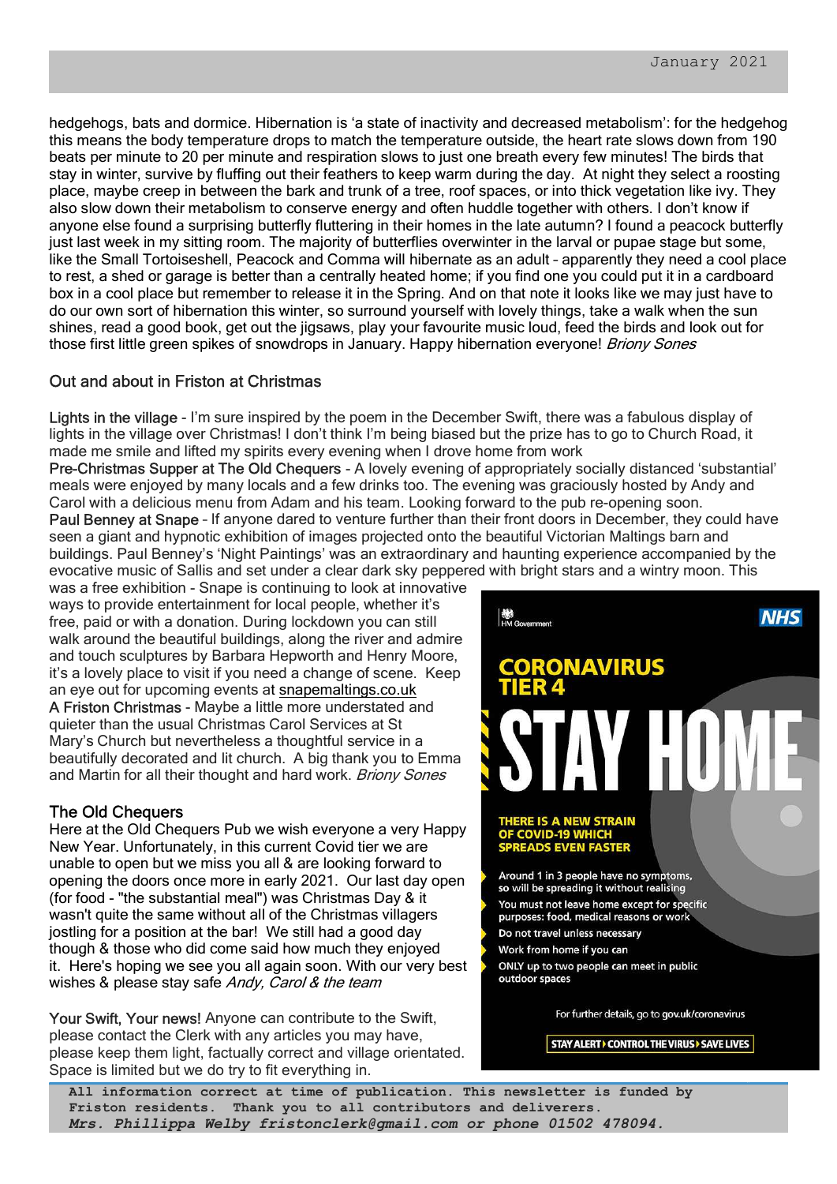hedgehogs, bats and dormice. Hibernation is 'a state of inactivity and decreased metabolism': for the hedgehog this means the body temperature drops to match the temperature outside, the heart rate slows down from 190 beats per minute to 20 per minute and respiration slows to just one breath every few minutes! The birds that stay in winter, survive by fluffing out their feathers to keep warm during the day. At night they select a roosting place, maybe creep in between the bark and trunk of a tree, roof spaces, or into thick vegetation like ivy. They also slow down their metabolism to conserve energy and often huddle together with others. I don't know if anyone else found a surprising butterfly fluttering in their homes in the late autumn? I found a peacock butterfly just last week in my sitting room. The majority of butterflies overwinter in the larval or pupae stage but some, like the Small Tortoiseshell, Peacock and Comma will hibernate as an adult – apparently they need a cool place to rest, a shed or garage is better than a centrally heated home; if you find one you could put it in a cardboard box in a cool place but remember to release it in the Spring. And on that note it looks like we may just have to do our own sort of hibernation this winter, so surround yourself with lovely things, take a walk when the sun shines, read a good book, get out the jigsaws, play your favourite music loud, feed the birds and look out for those first little green spikes of snowdrops in January. Happy hibernation everyone! *Briony Sones*

## Out and about in Friston at Christmas

Lights in the village - I'm sure inspired by the poem in the December Swift, there was a fabulous display of lights in the village over Christmas! I don't think I'm being biased but the prize has to go to Church Road, it made me smile and lifted my spirits every evening when I drove home from work

Pre-Christmas Supper at The Old Chequers - A lovely evening of appropriately socially distanced 'substantial' meals were enjoyed by many locals and a few drinks too. The evening was graciously hosted by Andy and Carol with a delicious menu from Adam and his team. Looking forward to the pub re-opening soon.

Paul Benney at Snape – If anyone dared to venture further than their front doors in December, they could have seen a giant and hypnotic exhibition of images projected onto the beautiful Victorian Maltings barn and buildings. Paul Benney's 'Night Paintings' was an extraordinary and haunting experience accompanied by the evocative music of Sallis and set under a clear dark sky peppered with bright stars and a wintry moon. This was a free exhibition - Snape is continuing to look at innovative ways to provide entertainment for local people, whether it's free, paid or with a donation. During lockdown you can still walk around the beautiful buildings, along the river and admire and touch sculptures by Barbara Hepworth and Henry Moore, it's a lovely place to visit if you need a change of scene. Keep an eye out for upcoming events at snapemaltings.co.uk

A Friston Christmas - Maybe a little more understated and quieter than the usual Christmas Carol Services at St Mary's Church but nevertheless a thoughtful service in a beautifully decorated and lit church. A big thank you to Emma and Martin for all their thought and hard work. *Briony Sones*

## The Old Chequers

Here at the Old Chequers Pub we wish everyone a very Happy New Year. Unfortunately, in this current Covid tier we are unable to open but we miss you all & are looking forward to opening the doors once more in early 2021. Our last day open (for food - "the substantial meal") was Christmas Day & it wasn't quite the same without all of the Christmas villagers jostling for a position at the bar! We still had a good day though & those who did come said how much they enjoyed it. Here's hoping we see you all again soon. With our very best wishes & please stay safe *Andy, Carol & the team*

HM Government

NHS

**CORONAVIRUS TIER 4**

**STAY HOME**

**THERE IS A NEW STRAIN OF COVID-19 WHICH SPREADS EVEN FASTER**

- Around 1 in 3 people have no symptoms, so will be spreading it without realising
- You must not leave home except for specific purposes: food, medical reasons or work
- Do not travel unless necessary
- Work from home if you can
- ONLY up to two people can meet in public outdoor spaces

For further details, go to gov.uk/coronavirus

STAY ALERT › CONTROL THE VIRUS › SAVE LIVES

Your Swift, Your news! Anyone can contribute to the Swift, please contact the Clerk with any articles you may have, please keep them light, factually correct and village orientated. Space is limited but we do try to fit everything in.

**All information correct at time of publication. This newsletter is funded by Friston residents. Thank you to all contributors and deliverers.**
***Mrs. Phillippa Welby fristonclerk@gmail.com or phone 01502 478094.***